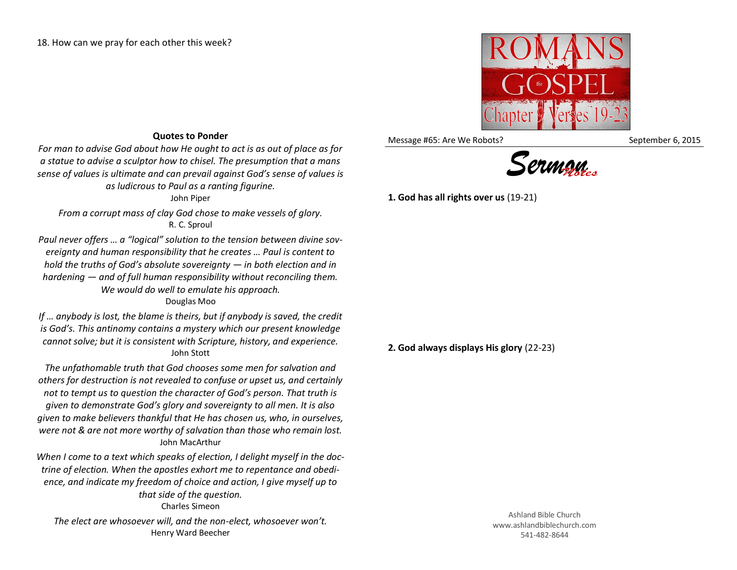18. How can we pray for each other this week?

### Quotes to Ponder

*For man to advise God about how He ought to act is as out of place as for a statue to advise a sculptor how to chisel. The presumption that a mans sense of values is ultimate and can prevail against God's sense of values is as ludicrous to Paul as a ranting figurine.*
John Piper

*From a corrupt mass of clay God chose to make vessels of glory.*
R. C. Sproul

*Paul never offers … a "logical" solution to the tension between divine sovereignty and human responsibility that he creates … Paul is content to hold the truths of God's absolute sovereignty — in both election and in hardening — and of full human responsibility without reconciling them. We would do well to emulate his approach.*
Douglas Moo

*If … anybody is lost, the blame is theirs, but if anybody is saved, the credit is God's. This antinomy contains a mystery which our present knowledge cannot solve; but it is consistent with Scripture, history, and experience.*
John Stott

*The unfathomable truth that God chooses some men for salvation and others for destruction is not revealed to confuse or upset us, and certainly not to tempt us to question the character of God's person. That truth is given to demonstrate God's glory and sovereignty to all men. It is also given to make believers thankful that He has chosen us, who, in ourselves, were not & are not more worthy of salvation than those who remain lost.*
John MacArthur

*When I come to a text which speaks of election, I delight myself in the doctrine of election. When the apostles exhort me to repentance and obedience, and indicate my freedom of choice and action, I give myself up to that side of the question.*
Charles Simeon

*The elect are whosoever will, and the non-elect, whosoever won't.*
Henry Ward Beecher

# ROMANS the GOSPEL Chapter 9 Verses 19-23

Message #65: Are We Robots? September 6, 2015

## Sermon Notes

**1. God has all rights over us** (19-21)

**2. God always displays His glory** (22-23)

Ashland Bible Church
www.ashlandbiblechurch.com
541-482-8644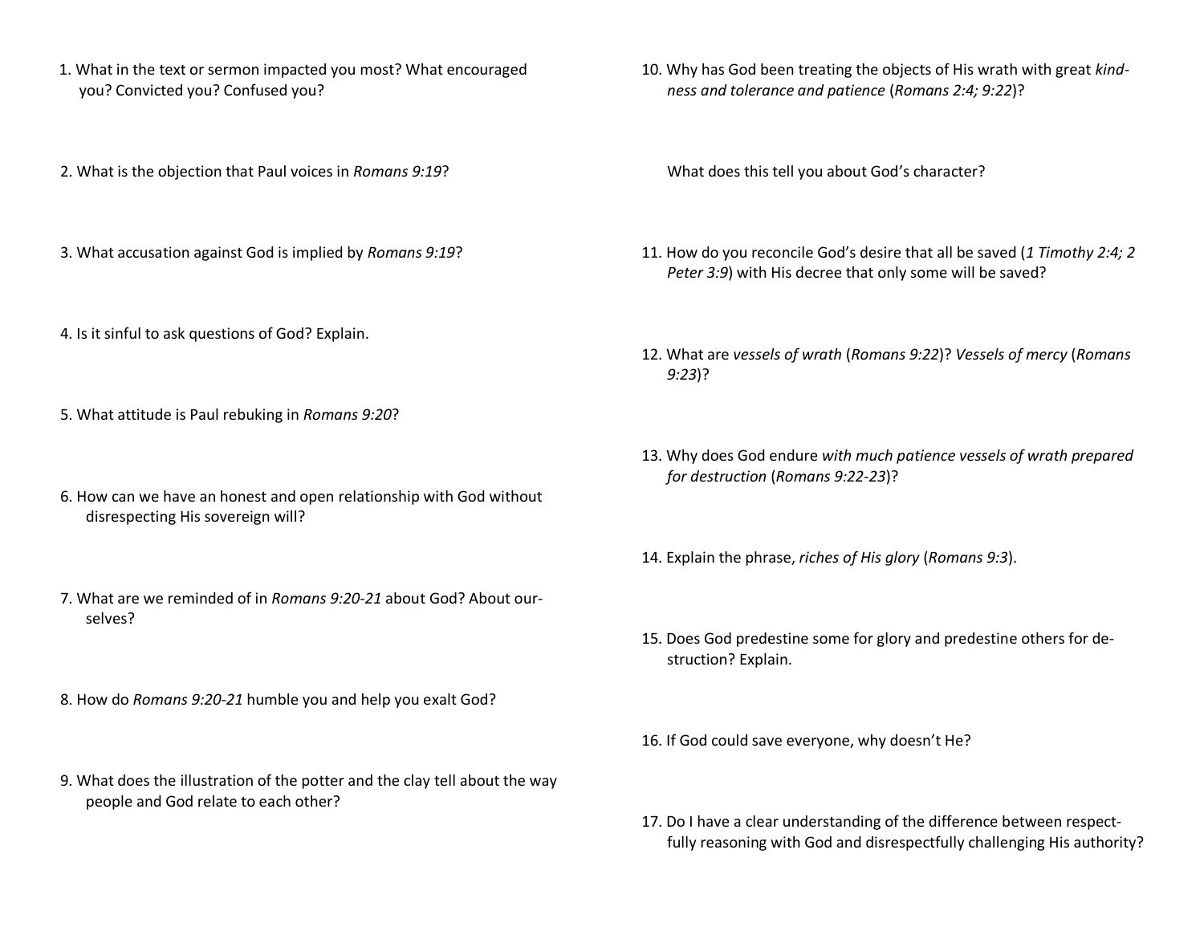1. What in the text or sermon impacted you most? What encouraged you? Convicted you? Confused you?

2. What is the objection that Paul voices in *Romans 9:19*?

3. What accusation against God is implied by *Romans 9:19*?

4. Is it sinful to ask questions of God? Explain.

5. What attitude is Paul rebuking in *Romans 9:20*?

6. How can we have an honest and open relationship with God without disrespecting His sovereign will?

7. What are we reminded of in *Romans 9:20-21* about God? About ourselves?

8. How do *Romans 9:20-21* humble you and help you exalt God?

9. What does the illustration of the potter and the clay tell about the way people and God relate to each other?

10. Why has God been treating the objects of His wrath with great *kindness and tolerance and patience* (*Romans 2:4; 9:22*)?

    What does this tell you about God's character?

11. How do you reconcile God's desire that all be saved (*1 Timothy 2:4; 2 Peter 3:9*) with His decree that only some will be saved?

12. What are *vessels of wrath* (*Romans 9:22*)? *Vessels of mercy* (*Romans 9:23*)?

13. Why does God endure *with much patience vessels of wrath prepared for destruction* (*Romans 9:22-23*)?

14. Explain the phrase, *riches of His glory* (*Romans 9:3*).

15. Does God predestine some for glory and predestine others for destruction? Explain.

16. If God could save everyone, why doesn't He?

17. Do I have a clear understanding of the difference between respectfully reasoning with God and disrespectfully challenging His authority?